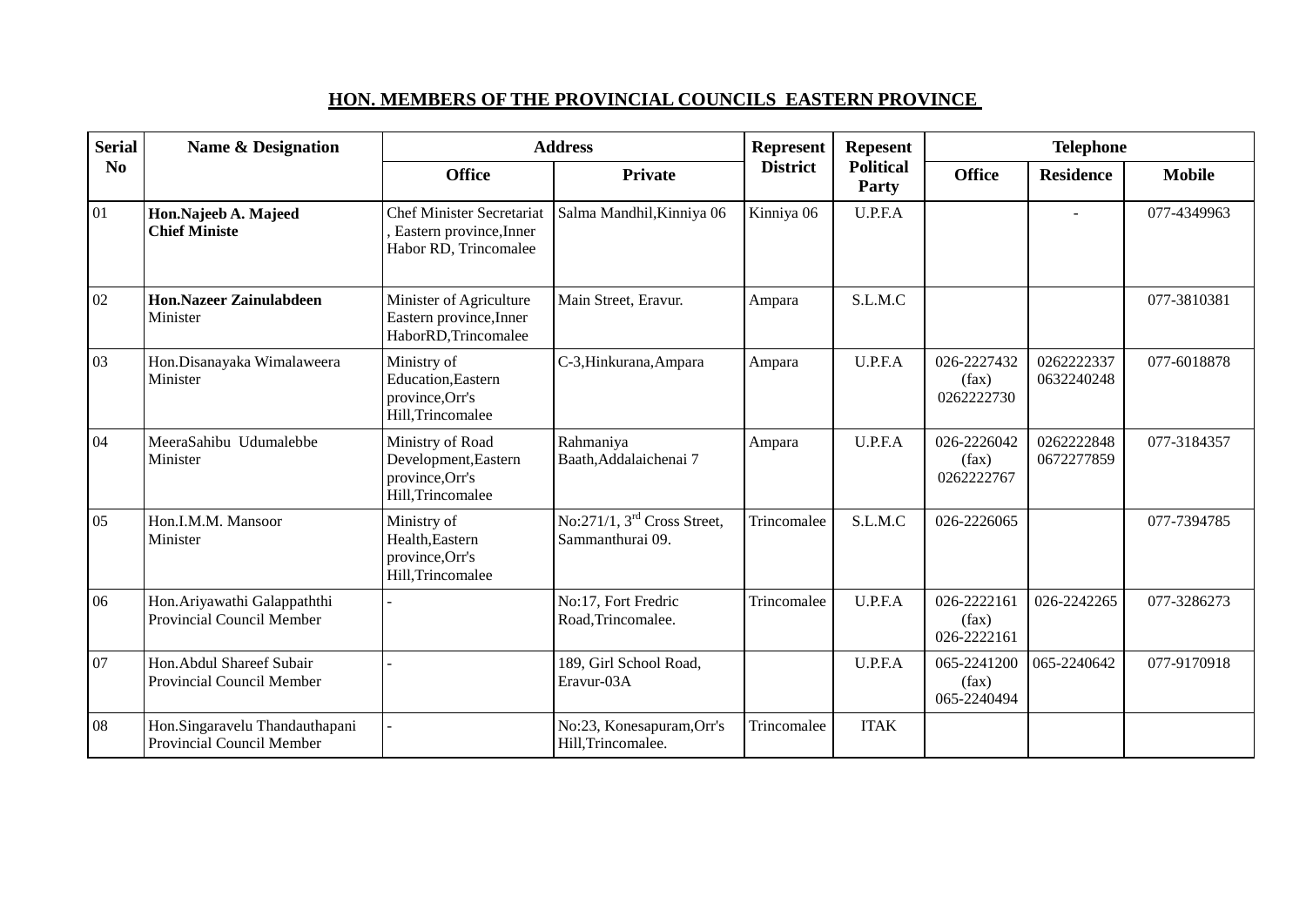## HON. MEMBERS OF THE PROVINCIAL COUNCILS EASTERN PROVINCE

| Serial No | Name & Designation | Address | | Represent District | Repesent Political Party | Telephone | | |
|---|---|---|---|---|---|---|---|---|
| | | Office | Private | | | Office | Residence | Mobile |
| 01 | **Hon.Najeeb A. Majeed**<br>**Chief Ministe** | Chief Minister Secretariat , Eastern province,Inner Habor RD, Trincomalee | Salma Mandhil,Kinniya 06 | Kinniya 06 | U.P.F.A | | - | 077-4349963 |
| 02 | **Hon.Nazeer Zainulabdeen**<br>Minister | Minister of Agriculture Eastern province,Inner HaborRD,Trincomalee | Main Street, Eravur. | Ampara | S.L.M.C | | | 077-3810381 |
| 03 | Hon.Disanayaka Wimalaweera<br>Minister | Ministry of Education,Eastern province,Orr's Hill,Trincomalee | C-3,Hinkurana,Ampara | Ampara | U.P.F.A | 026-2227432 (fax) 0262222730 | 0262222337 0632240248 | 077-6018878 |
| 04 | MeeraSahibu Udumalebbe<br>Minister | Ministry of Road Development,Eastern province,Orr's Hill,Trincomalee | Rahmaniya Baath,Addalaichenai 7 | Ampara | U.P.F.A | 026-2226042 (fax) 0262222767 | 0262222848 0672277859 | 077-3184357 |
| 05 | Hon.I.M.M. Mansoor<br>Minister | Ministry of Health,Eastern province,Orr's Hill,Trincomalee | No:271/1, 3rd Cross Street, Sammanthurai 09. | Trincomalee | S.L.M.C | 026-2226065 | | 077-7394785 |
| 06 | Hon.Ariyawathi Galappaththi<br>Provincial Council Member | - | No:17, Fort Fredric Road,Trincomalee. | Trincomalee | U.P.F.A | 026-2222161 (fax) 026-2222161 | 026-2242265 | 077-3286273 |
| 07 | Hon.Abdul Shareef Subair<br>Provincial Council Member | - | 189, Girl School Road, Eravur-03A | | U.P.F.A | 065-2241200 (fax) 065-2240494 | 065-2240642 | 077-9170918 |
| 08 | Hon.Singaravelu Thandauthapani<br>Provincial Council Member | - | No:23, Konesapuram,Orr's Hill,Trincomalee. | Trincomalee | ITAK | | | |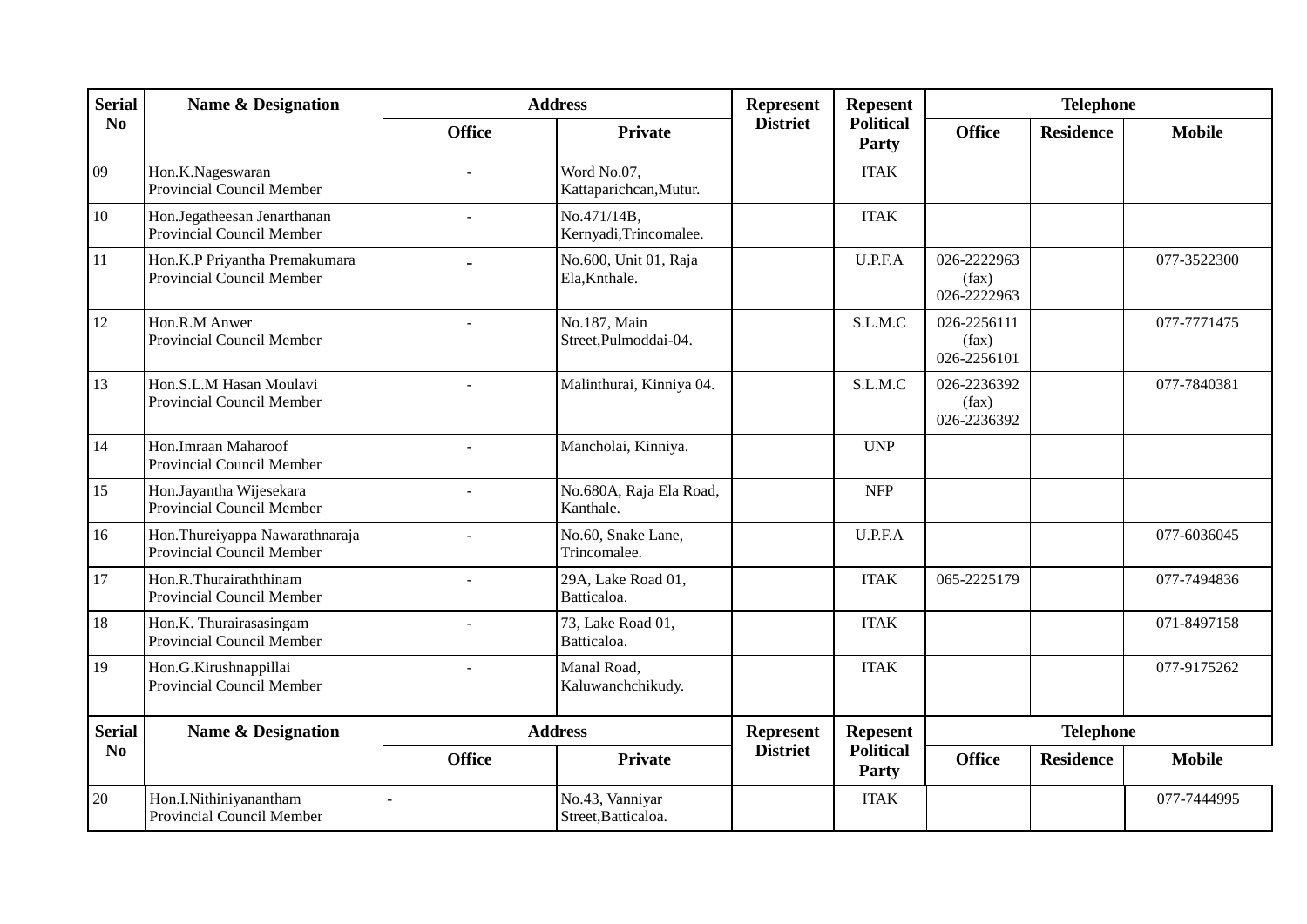| Serial No | Name & Designation | Address | | Represent Distriet | Repesent Political Party | Telephone | | |
|---|---|---|---|---|---|---|---|---|
| | | Office | Private | | | Office | Residence | Mobile |
| 09 | Hon.K.Nageswaran<br>Provincial Council Member | - | Word No.07,<br>Kattaparichcan,Mutur. | | ITAK | | | |
| 10 | Hon.Jegatheesan Jenarthanan<br>Provincial Council Member | - | No.471/14B,<br>Kernyadi,Trincomalee. | | ITAK | | | |
| 11 | Hon.K.P Priyantha Premakumara<br>Provincial Council Member | - | No.600, Unit 01, Raja<br>Ela,Knthale. | | U.P.F.A | 026-2222963<br>(fax)<br>026-2222963 | | 077-3522300 |
| 12 | Hon.R.M Anwer<br>Provincial Council Member | - | No.187, Main<br>Street,Pulmoddai-04. | | S.L.M.C | 026-2256111<br>(fax)<br>026-2256101 | | 077-7771475 |
| 13 | Hon.S.L.M Hasan Moulavi<br>Provincial Council Member | - | Malinthurai, Kinniya 04. | | S.L.M.C | 026-2236392<br>(fax)<br>026-2236392 | | 077-7840381 |
| 14 | Hon.Imraan Maharoof<br>Provincial Council Member | - | Mancholai, Kinniya. | | UNP | | | |
| 15 | Hon.Jayantha Wijesekara<br>Provincial Council Member | - | No.680A, Raja Ela Road,<br>Kanthale. | | NFP | | | |
| 16 | Hon.Thureiyappa Nawarathnaraja<br>Provincial Council Member | - | No.60, Snake Lane,<br>Trincomalee. | | U.P.F.A | | | 077-6036045 |
| 17 | Hon.R.Thurairaththinam<br>Provincial Council Member | - | 29A, Lake Road 01,<br>Batticaloa. | | ITAK | 065-2225179 | | 077-7494836 |
| 18 | Hon.K. Thurairasasingam<br>Provincial Council Member | - | 73, Lake Road 01,<br>Batticaloa. | | ITAK | | | 071-8497158 |
| 19 | Hon.G.Kirushnappillai<br>Provincial Council Member | - | Manal Road,<br>Kaluwanchchikudy. | | ITAK | | | 077-9175262 |
| 20 | Hon.I.Nithiniyanantham<br>Provincial Council Member | - | No.43, Vanniyar<br>Street,Batticaloa. | | ITAK | | | 077-7444995 |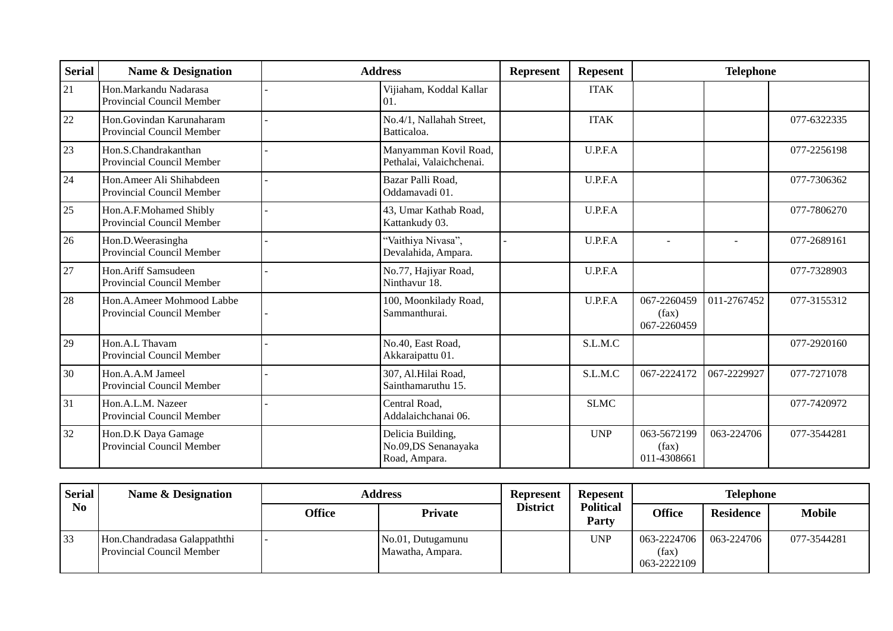| Serial | Name & Designation | Address | | Represent | Repesent | Telephone | | |
|---|---|---|---|---|---|---|---|---|
| 21 | Hon.Markandu Nadarasa Provincial Council Member | - | Vijiaham, Koddal Kallar 01. | | ITAK | | | |
| 22 | Hon.Govindan Karunaharam Provincial Council Member | - | No.4/1, Nallahah Street, Batticaloa. | | ITAK | | | 077-6322335 |
| 23 | Hon.S.Chandrakanthan Provincial Council Member | - | Manyamman Kovil Road, Pethalai, Valaichchenai. | | U.P.F.A | | | 077-2256198 |
| 24 | Hon.Ameer Ali Shihabdeen Provincial Council Member | - | Bazar Palli Road, Oddamavadi 01. | | U.P.F.A | | | 077-7306362 |
| 25 | Hon.A.F.Mohamed Shibly Provincial Council Member | - | 43, Umar Kathab Road, Kattankudy 03. | | U.P.F.A | | | 077-7806270 |
| 26 | Hon.D.Weerasingha Provincial Council Member | - | "Vaithiya Nivasa", Devalahida, Ampara. | - | U.P.F.A | - | - | 077-2689161 |
| 27 | Hon.Ariff Samsudeen Provincial Council Member | - | No.77, Hajiyar Road, Ninthavur 18. | | U.P.F.A | | | 077-7328903 |
| 28 | Hon.A.Ameer Mohmood Labbe Provincial Council Member | - | 100, Moonkilady Road, Sammanthurai. | | U.P.F.A | 067-2260459 (fax) 067-2260459 | 011-2767452 | 077-3155312 |
| 29 | Hon.A.L Thavam Provincial Council Member | - | No.40, East Road, Akkaraipattu 01. | | S.L.M.C | | | 077-2920160 |
| 30 | Hon.A.A.M Jameel Provincial Council Member | - | 307, Al.Hilai Road, Sainthamaruthu 15. | | S.L.M.C | 067-2224172 | 067-2229927 | 077-7271078 |
| 31 | Hon.A.L.M. Nazeer Provincial Council Member | - | Central Road, Addalaichchanai 06. | | SLMC | | | 077-7420972 |
| 32 | Hon.D.K Daya Gamage Provincial Council Member | | Delicia Building, No.09,DS Senanayaka Road, Ampara. | | UNP | 063-5672199 (fax) 011-4308661 | 063-224706 | 077-3544281 |

| Serial No | Name & Designation | Address | | Represent District | Repesent Political Party | Telephone | | |
|---|---|---|---|---|---|---|---|---|
| | | Office | Private | | | Office | Residence | Mobile |
| 33 | Hon.Chandradasa Galappaththi Provincial Council Member | - | No.01, Dutugamunu Mawatha, Ampara. | | UNP | 063-2224706 (fax) 063-2222109 | 063-224706 | 077-3544281 |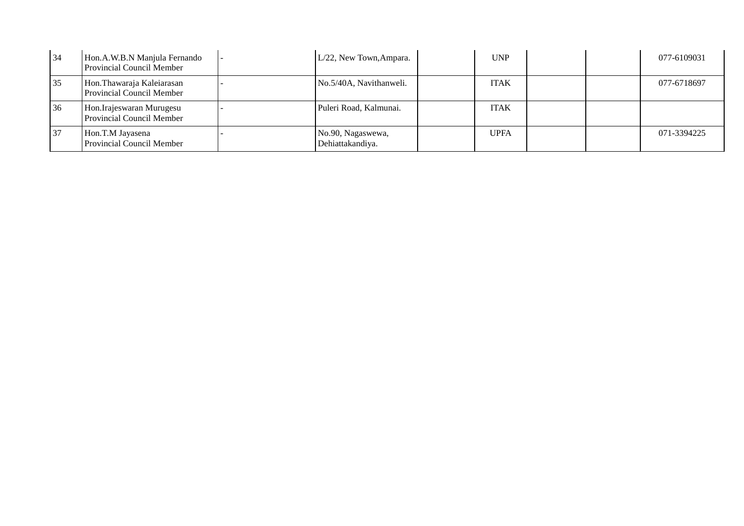| | | | | | | | | |
|---|---|---|---|---|---|---|---|---|
| 34 | Hon.A.W.B.N Manjula Fernando Provincial Council Member | - | L/22, New Town,Ampara. | | UNP | | | 077-6109031 |
| 35 | Hon.Thawaraja Kaleiarasan Provincial Council Member | - | No.5/40A, Navithanweli. | | ITAK | | | 077-6718697 |
| 36 | Hon.Irajeswaran Murugesu Provincial Council Member | - | Puleri Road, Kalmunai. | | ITAK | | | |
| 37 | Hon.T.M Jayasena Provincial Council Member | - | No.90, Nagaswewa, Dehiattakandiya. | | UPFA | | | 071-3394225 |